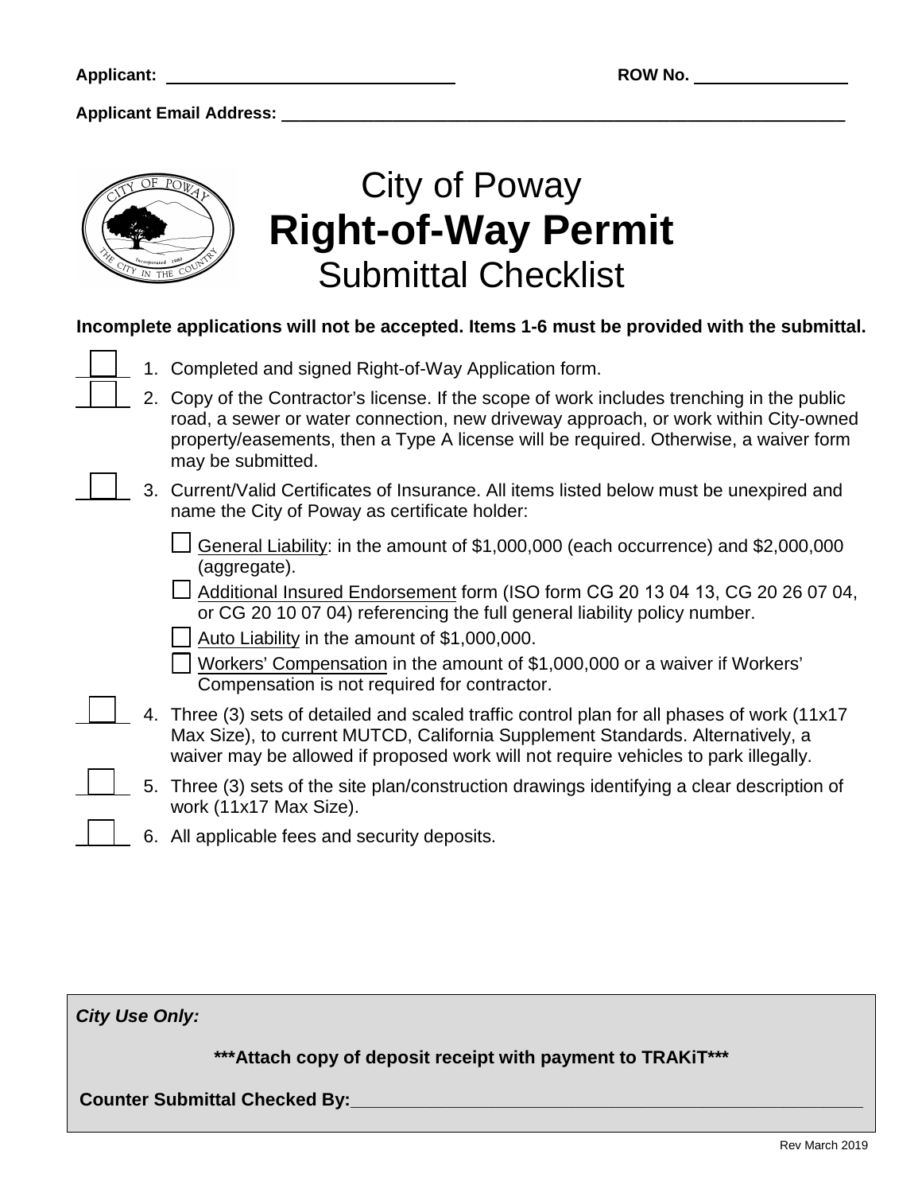**Applicant:** ______________________________ **ROW No.** ________________

**Applicant Email Address:** ____________________________________________________________

# City of Poway
# Right-of-Way Permit
## Submittal Checklist

**Incomplete applications will not be accepted. Items 1-6 must be provided with the submittal.**

☐ 1. Completed and signed Right-of-Way Application form.

☐ 2. Copy of the Contractor's license. If the scope of work includes trenching in the public road, a sewer or water connection, new driveway approach, or work within City-owned property/easements, then a Type A license will be required. Otherwise, a waiver form may be submitted.

☐ 3. Current/Valid Certificates of Insurance. All items listed below must be unexpired and name the City of Poway as certificate holder:

- ☐ General Liability: in the amount of $1,000,000 (each occurrence) and $2,000,000 (aggregate).
- ☐ Additional Insured Endorsement form (ISO form CG 20 13 04 13, CG 20 26 07 04, or CG 20 10 07 04) referencing the full general liability policy number.
- ☐ Auto Liability in the amount of $1,000,000.
- ☐ Workers' Compensation in the amount of $1,000,000 or a waiver if Workers' Compensation is not required for contractor.

☐ 4. Three (3) sets of detailed and scaled traffic control plan for all phases of work (11x17 Max Size), to current MUTCD, California Supplement Standards. Alternatively, a waiver may be allowed if proposed work will not require vehicles to park illegally.

☐ 5. Three (3) sets of the site plan/construction drawings identifying a clear description of work (11x17 Max Size).

☐ 6. All applicable fees and security deposits.

---

***City Use Only:***

**\*\*\*Attach copy of deposit receipt with payment to TRAKiT\*\*\***

**Counter Submittal Checked By:** ______________________________________________

Rev March 2019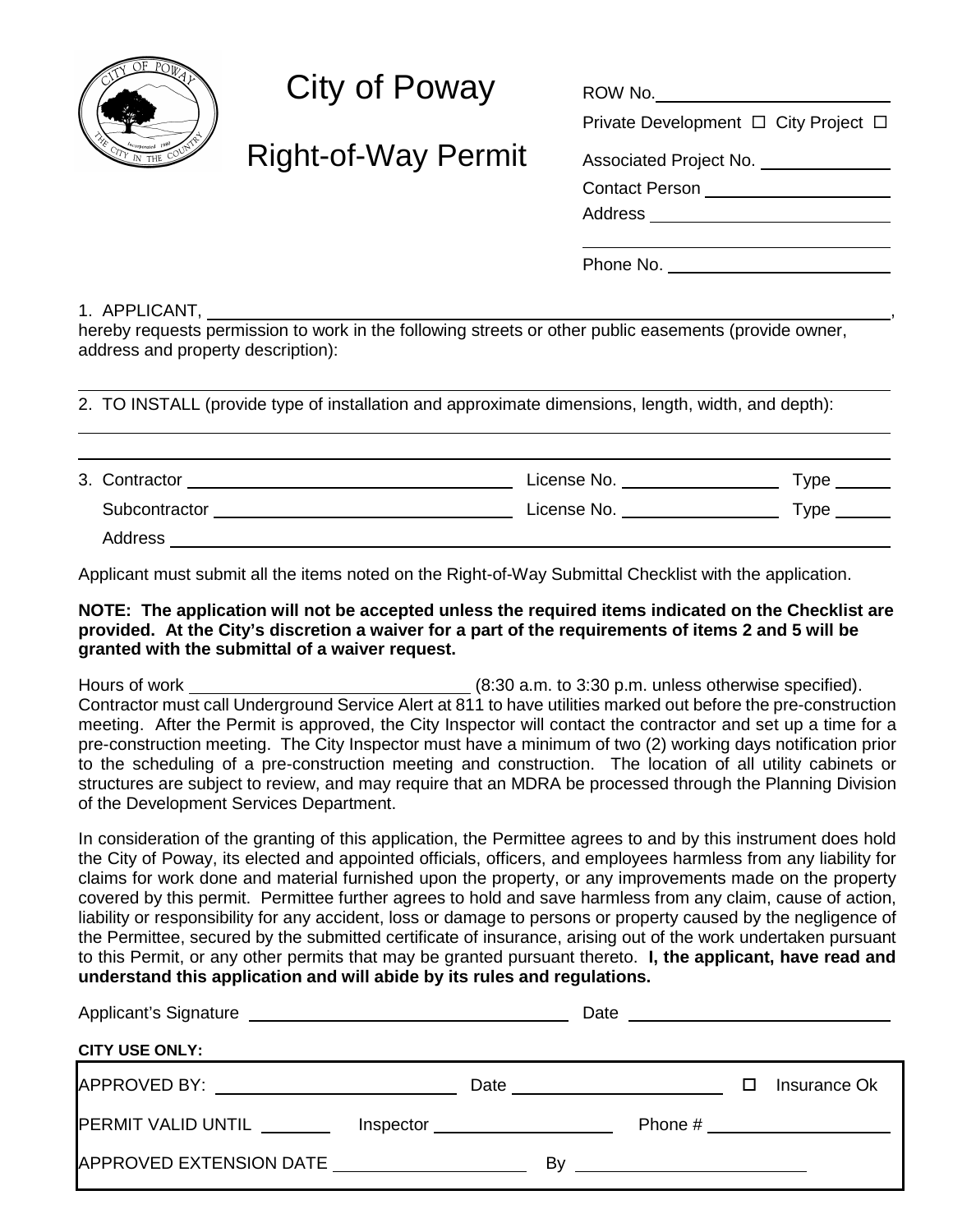# City of Poway

## Right-of-Way Permit

ROW No. ______________________

Private Development ☐ City Project ☐

Associated Project No. ______________

Contact Person ____________________

Address __________________________

__________________________________

Phone No. ________________________

1. APPLICANT, ______________________________________________________________________,
hereby requests permission to work in the following streets or other public easements (provide owner, address and property description):

___________________________________________________________________________________

2. TO INSTALL (provide type of installation and approximate dimensions, length, width, and depth):

___________________________________________________________________________________

___________________________________________________________________________________

3. Contractor ______________________________ License No. ________________ Type ______

Subcontractor ____________________________ License No. ________________ Type ______

Address _________________________________________________________________________

Applicant must submit all the items noted on the Right-of-Way Submittal Checklist with the application.

**NOTE: The application will not be accepted unless the required items indicated on the Checklist are provided. At the City's discretion a waiver for a part of the requirements of items 2 and 5 will be granted with the submittal of a waiver request.**

Hours of work ____________________________ (8:30 a.m. to 3:30 p.m. unless otherwise specified). Contractor must call Underground Service Alert at 811 to have utilities marked out before the pre-construction meeting. After the Permit is approved, the City Inspector will contact the contractor and set up a time for a pre-construction meeting. The City Inspector must have a minimum of two (2) working days notification prior to the scheduling of a pre-construction meeting and construction. The location of all utility cabinets or structures are subject to review, and may require that an MDRA be processed through the Planning Division of the Development Services Department.

In consideration of the granting of this application, the Permittee agrees to and by this instrument does hold the City of Poway, its elected and appointed officials, officers, and employees harmless from any liability for claims for work done and material furnished upon the property, or any improvements made on the property covered by this permit. Permittee further agrees to hold and save harmless from any claim, cause of action, liability or responsibility for any accident, loss or damage to persons or property caused by the negligence of the Permittee, secured by the submitted certificate of insurance, arising out of the work undertaken pursuant to this Permit, or any other permits that may be granted pursuant thereto. **I, the applicant, have read and understand this application and will abide by its rules and regulations.**

Applicant's Signature ______________________________ Date ________________________

**CITY USE ONLY:**

APPROVED BY: ________________________ Date ______________________ ☐ Insurance Ok

PERMIT VALID UNTIL ________ Inspector ___________________ Phone # ___________________

APPROVED EXTENSION DATE ____________________ By ________________________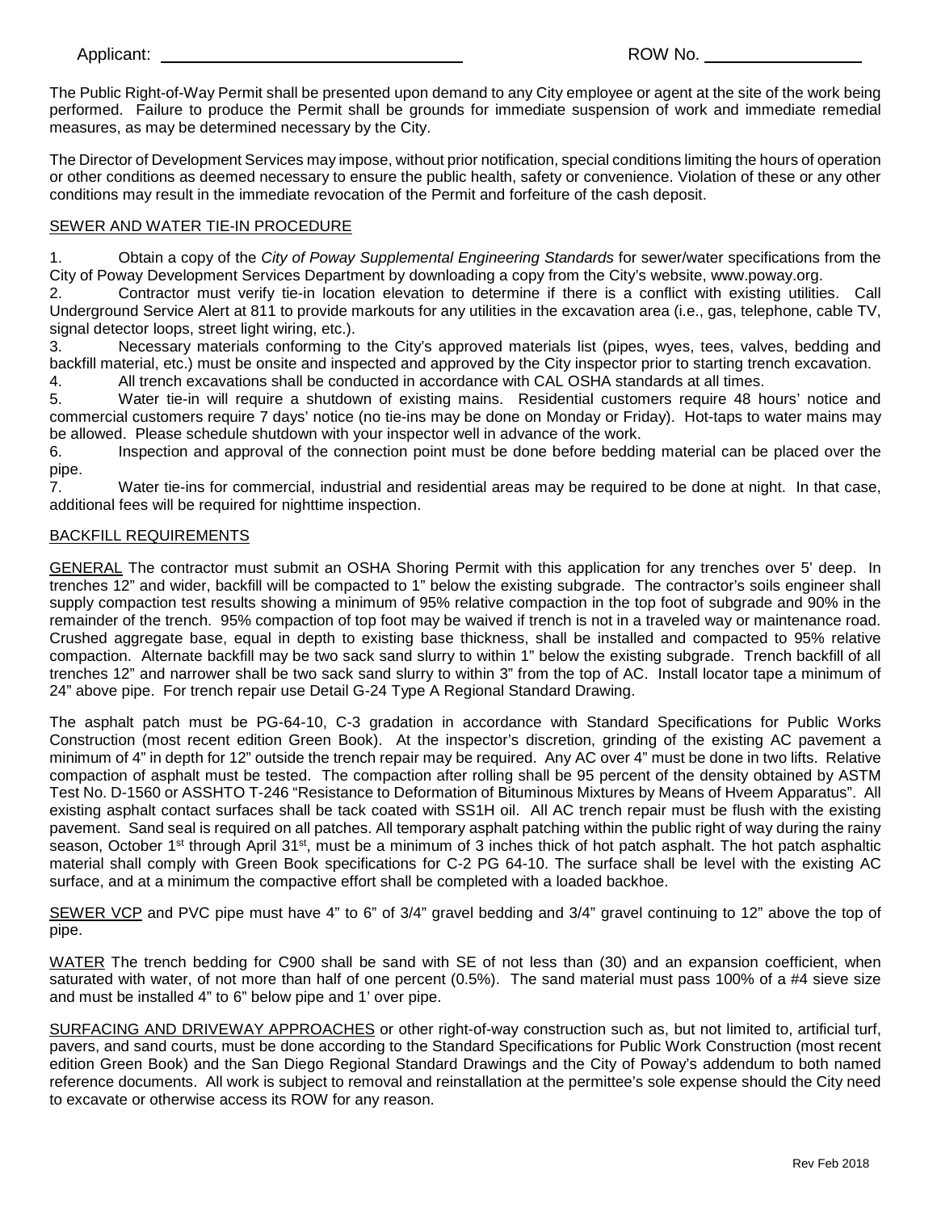Applicant: ______________________________ ROW No. ________________

The Public Right-of-Way Permit shall be presented upon demand to any City employee or agent at the site of the work being performed. Failure to produce the Permit shall be grounds for immediate suspension of work and immediate remedial measures, as may be determined necessary by the City.

The Director of Development Services may impose, without prior notification, special conditions limiting the hours of operation or other conditions as deemed necessary to ensure the public health, safety or convenience. Violation of these or any other conditions may result in the immediate revocation of the Permit and forfeiture of the cash deposit.

## SEWER AND WATER TIE-IN PROCEDURE

1. Obtain a copy of the *City of Poway Supplemental Engineering Standards* for sewer/water specifications from the City of Poway Development Services Department by downloading a copy from the City's website, www.poway.org.
2. Contractor must verify tie-in location elevation to determine if there is a conflict with existing utilities. Call Underground Service Alert at 811 to provide markouts for any utilities in the excavation area (i.e., gas, telephone, cable TV, signal detector loops, street light wiring, etc.).
3. Necessary materials conforming to the City's approved materials list (pipes, wyes, tees, valves, bedding and backfill material, etc.) must be onsite and inspected and approved by the City inspector prior to starting trench excavation.
4. All trench excavations shall be conducted in accordance with CAL OSHA standards at all times.
5. Water tie-in will require a shutdown of existing mains. Residential customers require 48 hours' notice and commercial customers require 7 days' notice (no tie-ins may be done on Monday or Friday). Hot-taps to water mains may be allowed. Please schedule shutdown with your inspector well in advance of the work.
6. Inspection and approval of the connection point must be done before bedding material can be placed over the pipe.
7. Water tie-ins for commercial, industrial and residential areas may be required to be done at night. In that case, additional fees will be required for nighttime inspection.

## BACKFILL REQUIREMENTS

GENERAL The contractor must submit an OSHA Shoring Permit with this application for any trenches over 5' deep. In trenches 12" and wider, backfill will be compacted to 1" below the existing subgrade. The contractor's soils engineer shall supply compaction test results showing a minimum of 95% relative compaction in the top foot of subgrade and 90% in the remainder of the trench. 95% compaction of top foot may be waived if trench is not in a traveled way or maintenance road. Crushed aggregate base, equal in depth to existing base thickness, shall be installed and compacted to 95% relative compaction. Alternate backfill may be two sack sand slurry to within 1" below the existing subgrade. Trench backfill of all trenches 12" and narrower shall be two sack sand slurry to within 3" from the top of AC. Install locator tape a minimum of 24" above pipe. For trench repair use Detail G-24 Type A Regional Standard Drawing.

The asphalt patch must be PG-64-10, C-3 gradation in accordance with Standard Specifications for Public Works Construction (most recent edition Green Book). At the inspector's discretion, grinding of the existing AC pavement a minimum of 4" in depth for 12" outside the trench repair may be required. Any AC over 4" must be done in two lifts. Relative compaction of asphalt must be tested. The compaction after rolling shall be 95 percent of the density obtained by ASTM Test No. D-1560 or ASSHTO T-246 "Resistance to Deformation of Bituminous Mixtures by Means of Hveem Apparatus". All existing asphalt contact surfaces shall be tack coated with SS1H oil. All AC trench repair must be flush with the existing pavement. Sand seal is required on all patches. All temporary asphalt patching within the public right of way during the rainy season, October 1st through April 31st, must be a minimum of 3 inches thick of hot patch asphalt. The hot patch asphaltic material shall comply with Green Book specifications for C-2 PG 64-10. The surface shall be level with the existing AC surface, and at a minimum the compactive effort shall be completed with a loaded backhoe.

SEWER VCP and PVC pipe must have 4" to 6" of 3/4" gravel bedding and 3/4" gravel continuing to 12" above the top of pipe.

WATER The trench bedding for C900 shall be sand with SE of not less than (30) and an expansion coefficient, when saturated with water, of not more than half of one percent (0.5%). The sand material must pass 100% of a #4 sieve size and must be installed 4" to 6" below pipe and 1' over pipe.

SURFACING AND DRIVEWAY APPROACHES or other right-of-way construction such as, but not limited to, artificial turf, pavers, and sand courts, must be done according to the Standard Specifications for Public Work Construction (most recent edition Green Book) and the San Diego Regional Standard Drawings and the City of Poway's addendum to both named reference documents. All work is subject to removal and reinstallation at the permittee's sole expense should the City need to excavate or otherwise access its ROW for any reason.

Rev Feb 2018